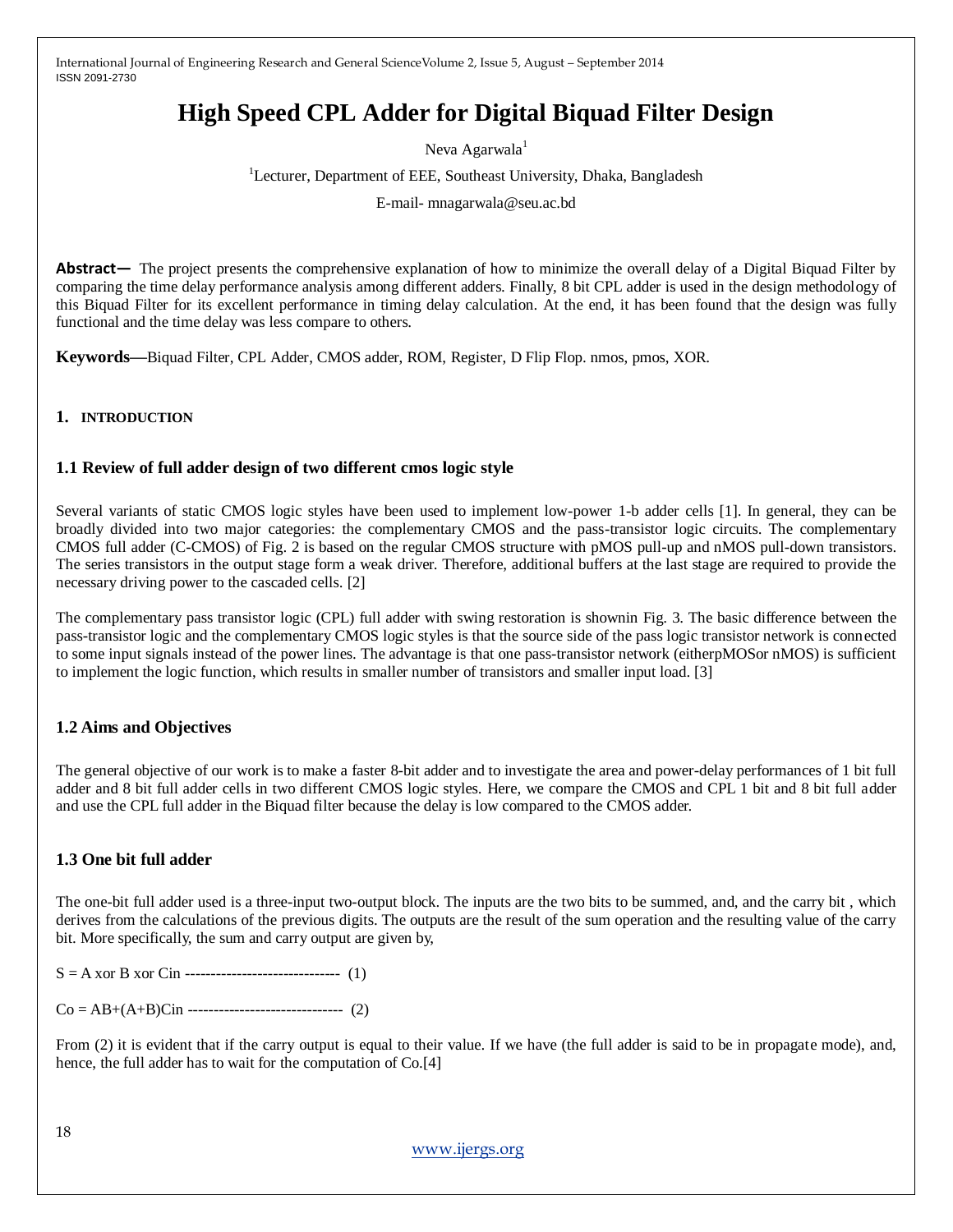# High Speed CPL Adder for Digital Biquad Filter Design

Neva Agarwala[1]

[1]Lecturer, Department of EEE, Southeast University, Dhaka, Bangladesh

E-mail- mnagarwala@seu.ac.bd

**Abstract—** The project presents the comprehensive explanation of how to minimize the overall delay of a Digital Biquad Filter by comparing the time delay performance analysis among different adders. Finally, 8 bit CPL adder is used in the design methodology of this Biquad Filter for its excellent performance in timing delay calculation. At the end, it has been found that the design was fully functional and the time delay was less compare to others.

**Keywords—**Biquad Filter, CPL Adder, CMOS adder, ROM, Register, D Flip Flop. nmos, pmos, XOR.

## 1. INTRODUCTION

### 1.1 Review of full adder design of two different cmos logic style

Several variants of static CMOS logic styles have been used to implement low-power 1-b adder cells [1]. In general, they can be broadly divided into two major categories: the complementary CMOS and the pass-transistor logic circuits. The complementary CMOS full adder (C-CMOS) of Fig. 2 is based on the regular CMOS structure with pMOS pull-up and nMOS pull-down transistors. The series transistors in the output stage form a weak driver. Therefore, additional buffers at the last stage are required to provide the necessary driving power to the cascaded cells. [2]

The complementary pass transistor logic (CPL) full adder with swing restoration is shownin Fig. 3. The basic difference between the pass-transistor logic and the complementary CMOS logic styles is that the source side of the pass logic transistor network is connected to some input signals instead of the power lines. The advantage is that one pass-transistor network (eitherpMOSor nMOS) is sufficient to implement the logic function, which results in smaller number of transistors and smaller input load. [3]

### 1.2 Aims and Objectives

The general objective of our work is to make a faster 8-bit adder and to investigate the area and power-delay performances of 1 bit full adder and 8 bit full adder cells in two different CMOS logic styles. Here, we compare the CMOS and CPL 1 bit and 8 bit full adder and use the CPL full adder in the Biquad filter because the delay is low compared to the CMOS adder.

### 1.3 One bit full adder

The one-bit full adder used is a three-input two-output block. The inputs are the two bits to be summed, and, and the carry bit , which derives from the calculations of the previous digits. The outputs are the result of the sum operation and the resulting value of the carry bit. More specifically, the sum and carry output are given by,

S = A xor B xor Cin ------------------------------ (1)

Co = AB+(A+B)Cin ------------------------------ (2)

From (2) it is evident that if the carry output is equal to their value. If we have (the full adder is said to be in propagate mode), and, hence, the full adder has to wait for the computation of Co.[4]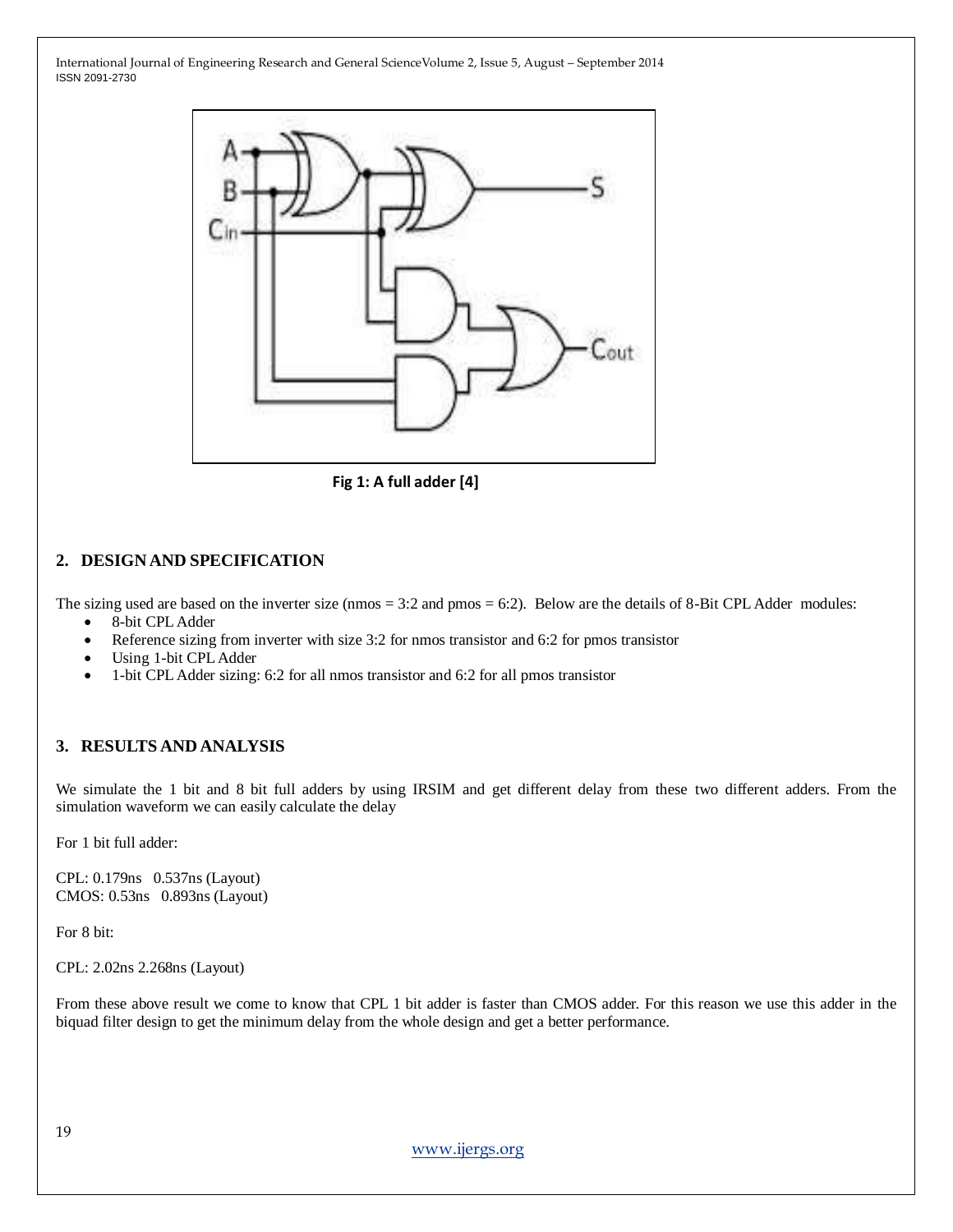Fig 1: A full adder [4]

## 2. DESIGN AND SPECIFICATION

The sizing used are based on the inverter size (nmos = 3:2 and pmos = 6:2). Below are the details of 8-Bit CPL Adder modules:

- 8-bit CPL Adder
- Reference sizing from inverter with size 3:2 for nmos transistor and 6:2 for pmos transistor
- Using 1-bit CPL Adder
- 1-bit CPL Adder sizing: 6:2 for all nmos transistor and 6:2 for all pmos transistor

## 3. RESULTS AND ANALYSIS

We simulate the 1 bit and 8 bit full adders by using IRSIM and get different delay from these two different adders. From the simulation waveform we can easily calculate the delay

For 1 bit full adder:

CPL: 0.179ns 0.537ns (Layout)
CMOS: 0.53ns 0.893ns (Layout)

For 8 bit:

CPL: 2.02ns 2.268ns (Layout)

From these above result we come to know that CPL 1 bit adder is faster than CMOS adder. For this reason we use this adder in the biquad filter design to get the minimum delay from the whole design and get a better performance.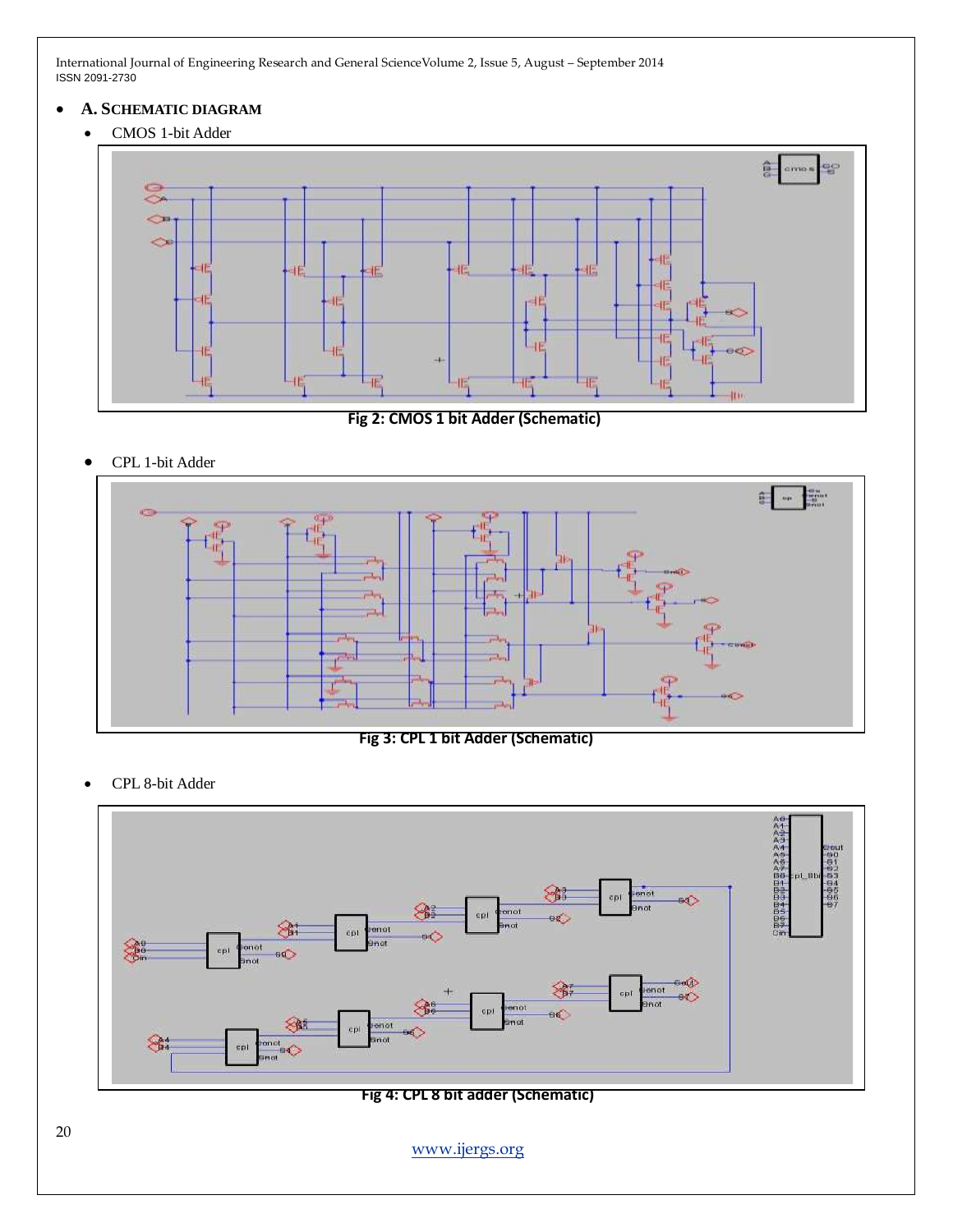- **A. SCHEMATIC DIAGRAM**
    - CMOS 1-bit Adder

**Fig 2: CMOS 1 bit Adder (Schematic)**

- CPL 1-bit Adder

**Fig 3: CPL 1 bit Adder (Schematic)**

- CPL 8-bit Adder

**Fig 4: CPL 8 bit adder (Schematic)**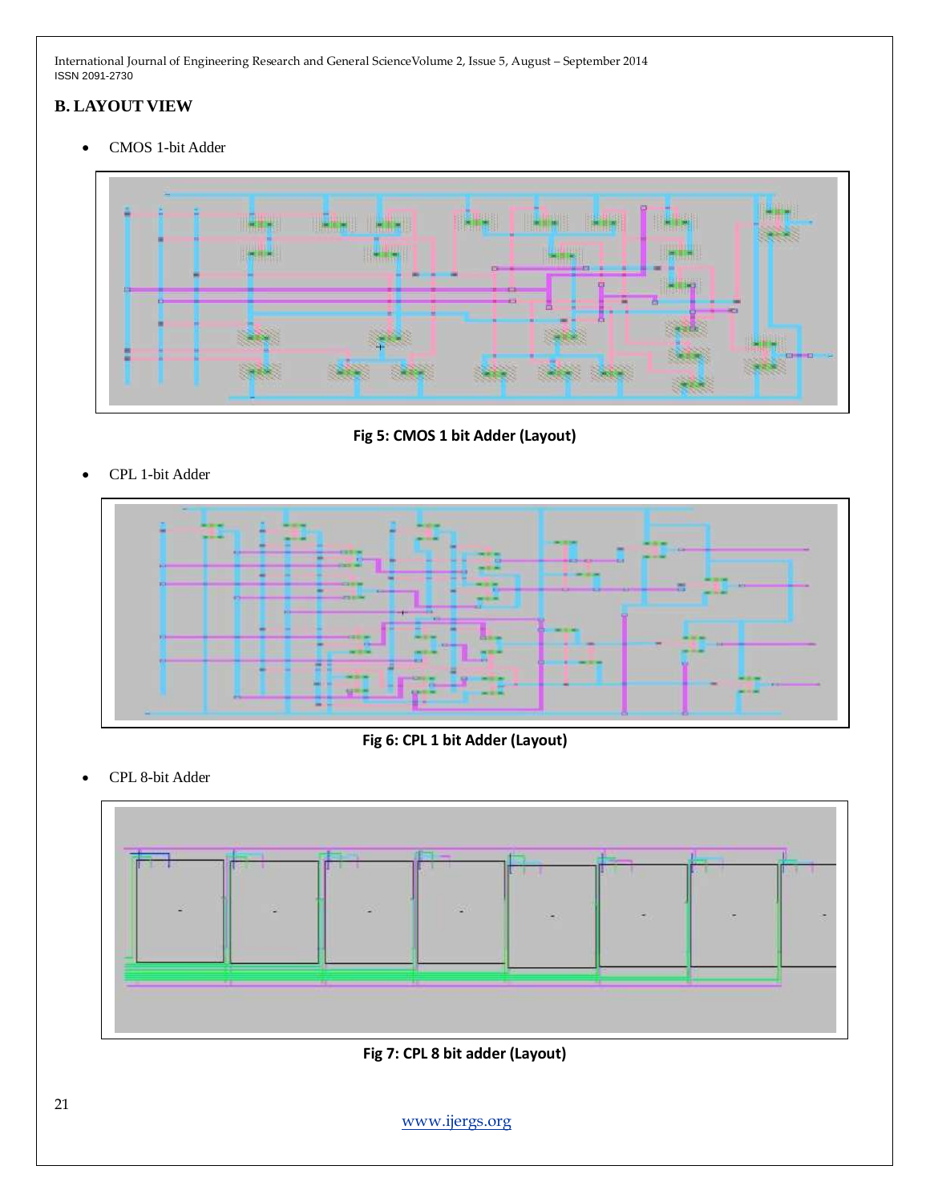## B. LAYOUT VIEW

- CMOS 1-bit Adder

Fig 5: CMOS 1 bit Adder (Layout)

- CPL 1-bit Adder

Fig 6: CPL 1 bit Adder (Layout)

- CPL 8-bit Adder

Fig 7: CPL 8 bit adder (Layout)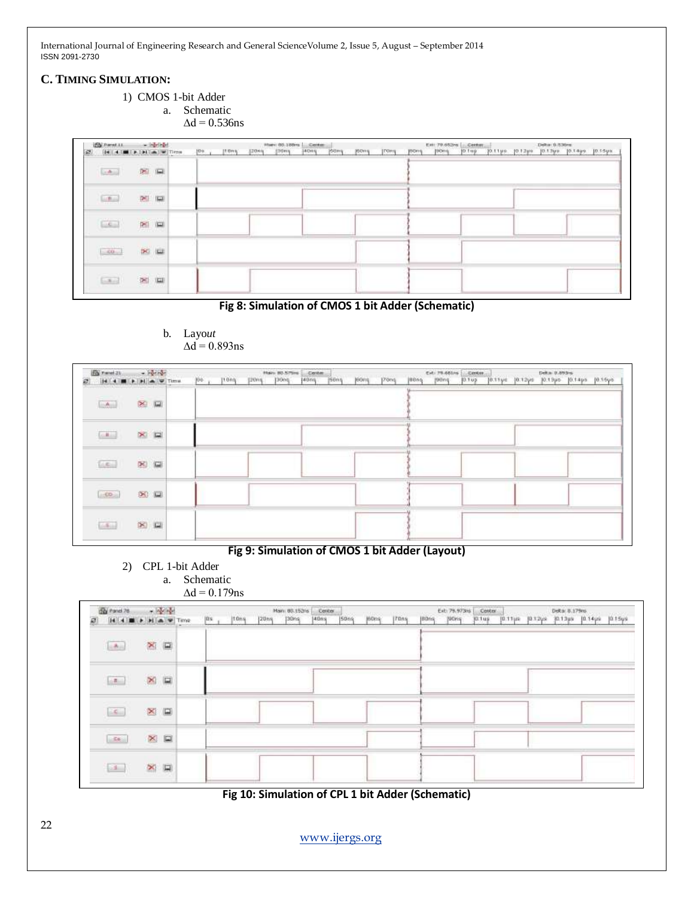## C. TIMING SIMULATION:

1) CMOS 1-bit Adder

   a. Schematic

      $\Delta d = 0.536ns$

Fig 8: Simulation of CMOS 1 bit Adder (Schematic)

   b. Layout

      $\Delta d = 0.893ns$

Fig 9: Simulation of CMOS 1 bit Adder (Layout)

2) CPL 1-bit Adder

   a. Schematic

      $\Delta d = 0.179ns$

Fig 10: Simulation of CPL 1 bit Adder (Schematic)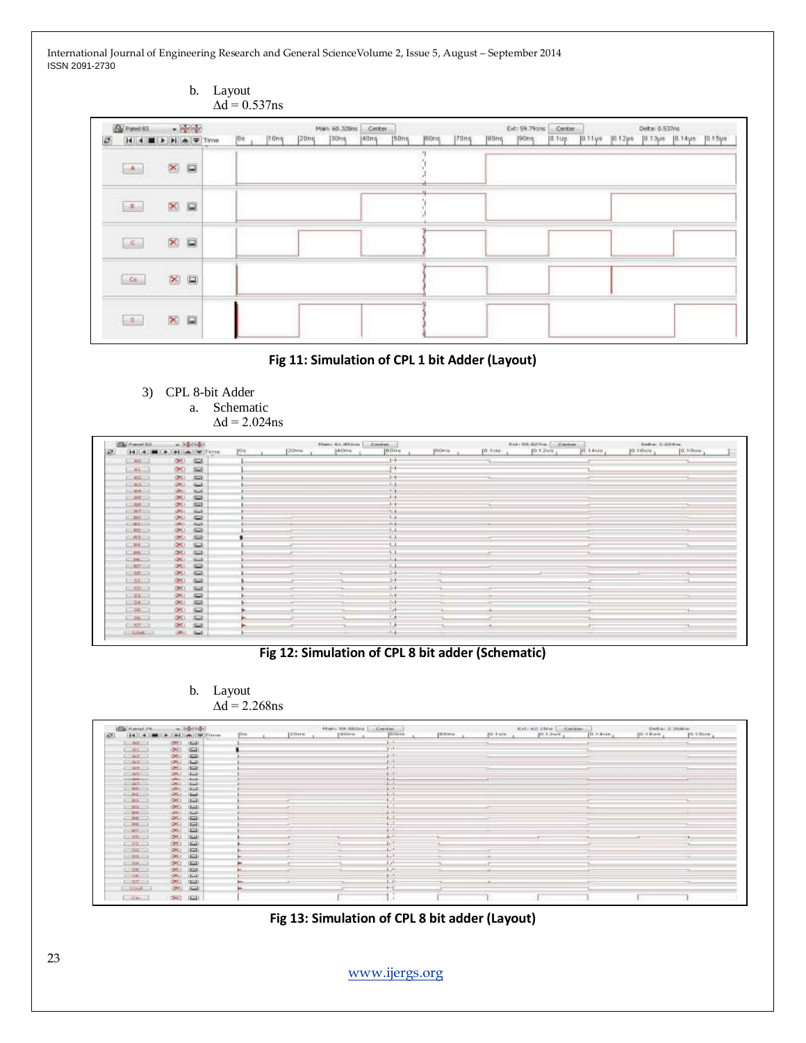b. Layout
   $\Delta d = 0.537ns$

Fig 11: Simulation of CPL 1 bit Adder (Layout)

3) CPL 8-bit Adder
   a. Schematic
      $\Delta d = 2.024ns$

Fig 12: Simulation of CPL 8 bit adder (Schematic)

   b. Layout
      $\Delta d = 2.268ns$

Fig 13: Simulation of CPL 8 bit adder (Layout)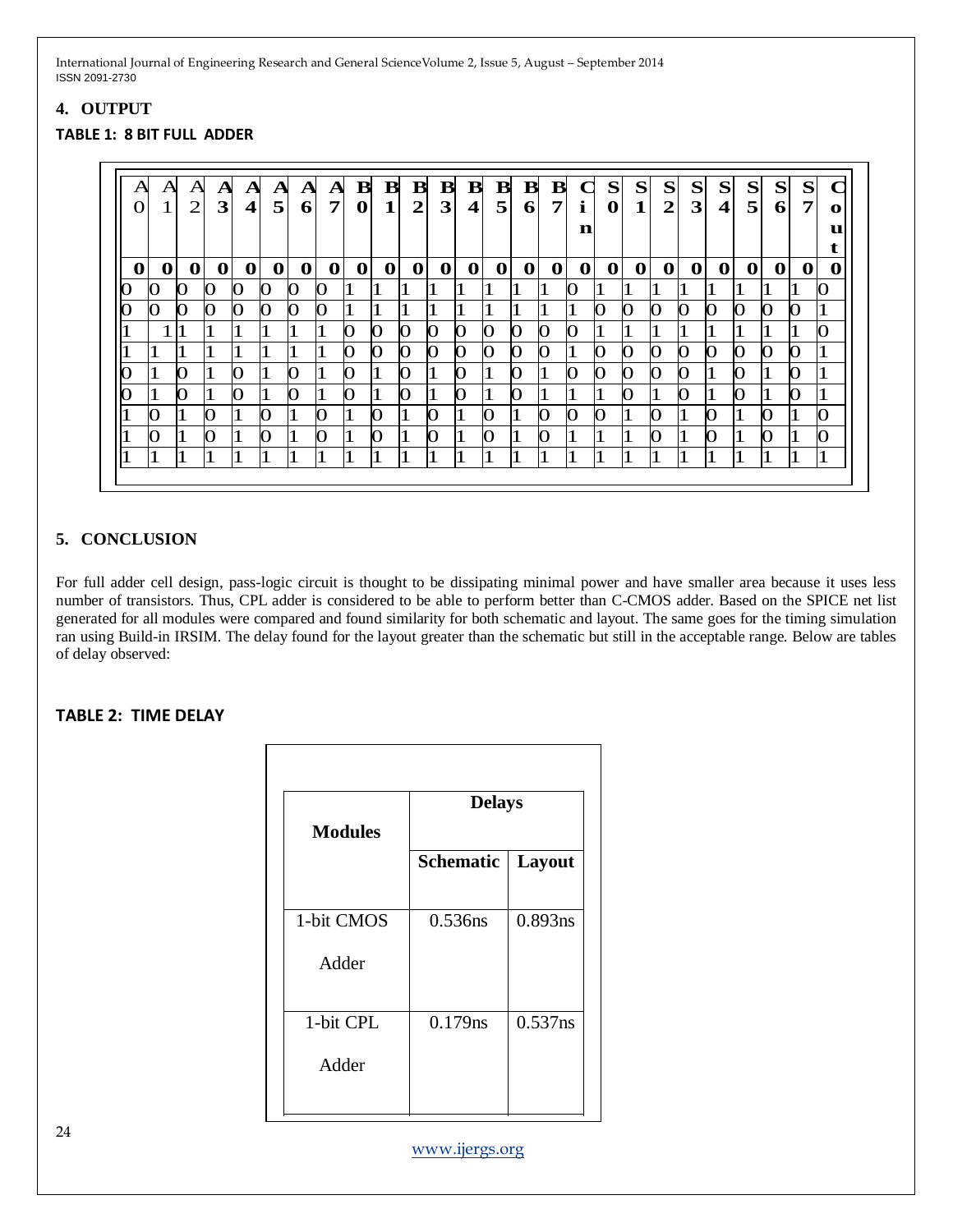## 4. OUTPUT

### TABLE 1: 8 BIT FULL ADDER

| A0 | A1 | A2 | A3 | A4 | A5 | A6 | A7 | B0 | B1 | B2 | B3 | B4 | B5 | B6 | B7 | Cin | S0 | S1 | S2 | S3 | S4 | S5 | S6 | S7 | Cout |
|---|---|---|---|---|---|---|---|---|---|---|---|---|---|---|---|---|---|---|---|---|---|---|---|---|---|
| 0 | 0 | 0 | 0 | 0 | 0 | 0 | 0 | 0 | 0 | 0 | 0 | 0 | 0 | 0 | 0 | 0 | 0 | 0 | 0 | 0 | 0 | 0 | 0 | 0 | 0 |
| 0 | 0 | 0 | 0 | 0 | 0 | 0 | 0 | 1 | 1 | 1 | 1 | 1 | 1 | 1 | 1 | 0 | 1 | 1 | 1 | 1 | 1 | 1 | 1 | 1 | 0 |
| 0 | 0 | 0 | 0 | 0 | 0 | 0 | 0 | 1 | 1 | 1 | 1 | 1 | 1 | 1 | 1 | 1 | 0 | 0 | 0 | 0 | 0 | 0 | 0 | 0 | 1 |
| 1 | 1 | 1 | 1 | 1 | 1 | 1 | 1 | 0 | 0 | 0 | 0 | 0 | 0 | 0 | 0 | 0 | 1 | 1 | 1 | 1 | 1 | 1 | 1 | 1 | 0 |
| 1 | 1 | 1 | 1 | 1 | 1 | 1 | 1 | 0 | 0 | 0 | 0 | 0 | 0 | 0 | 0 | 1 | 0 | 0 | 0 | 0 | 0 | 0 | 0 | 0 | 1 |
| 0 | 1 | 0 | 1 | 0 | 1 | 0 | 1 | 0 | 1 | 0 | 1 | 0 | 1 | 0 | 1 | 0 | 0 | 0 | 0 | 0 | 1 | 0 | 1 | 0 | 1 |
| 0 | 1 | 0 | 1 | 0 | 1 | 0 | 1 | 0 | 1 | 0 | 1 | 0 | 1 | 0 | 1 | 1 | 1 | 0 | 1 | 0 | 1 | 0 | 1 | 0 | 1 |
| 1 | 0 | 1 | 0 | 1 | 0 | 1 | 0 | 1 | 0 | 1 | 0 | 1 | 0 | 1 | 0 | 0 | 0 | 1 | 0 | 1 | 0 | 1 | 0 | 1 | 0 |
| 1 | 0 | 1 | 0 | 1 | 0 | 1 | 0 | 1 | 0 | 1 | 0 | 1 | 0 | 1 | 0 | 1 | 1 | 1 | 0 | 1 | 0 | 1 | 0 | 1 | 0 |
| 1 | 1 | 1 | 1 | 1 | 1 | 1 | 1 | 1 | 1 | 1 | 1 | 1 | 1 | 1 | 1 | 1 | 1 | 1 | 1 | 1 | 1 | 1 | 1 | 1 | 1 |

## 5. CONCLUSION

For full adder cell design, pass-logic circuit is thought to be dissipating minimal power and have smaller area because it uses less number of transistors. Thus, CPL adder is considered to be able to perform better than C-CMOS adder. Based on the SPICE net list generated for all modules were compared and found similarity for both schematic and layout. The same goes for the timing simulation ran using Build-in IRSIM. The delay found for the layout greater than the schematic but still in the acceptable range. Below are tables of delay observed:

### TABLE 2: TIME DELAY

| Modules | Delays | |
|---|---|---|
| | Schematic | Layout |
| 1-bit CMOS Adder | 0.536ns | 0.893ns |
| 1-bit CPL Adder | 0.179ns | 0.537ns |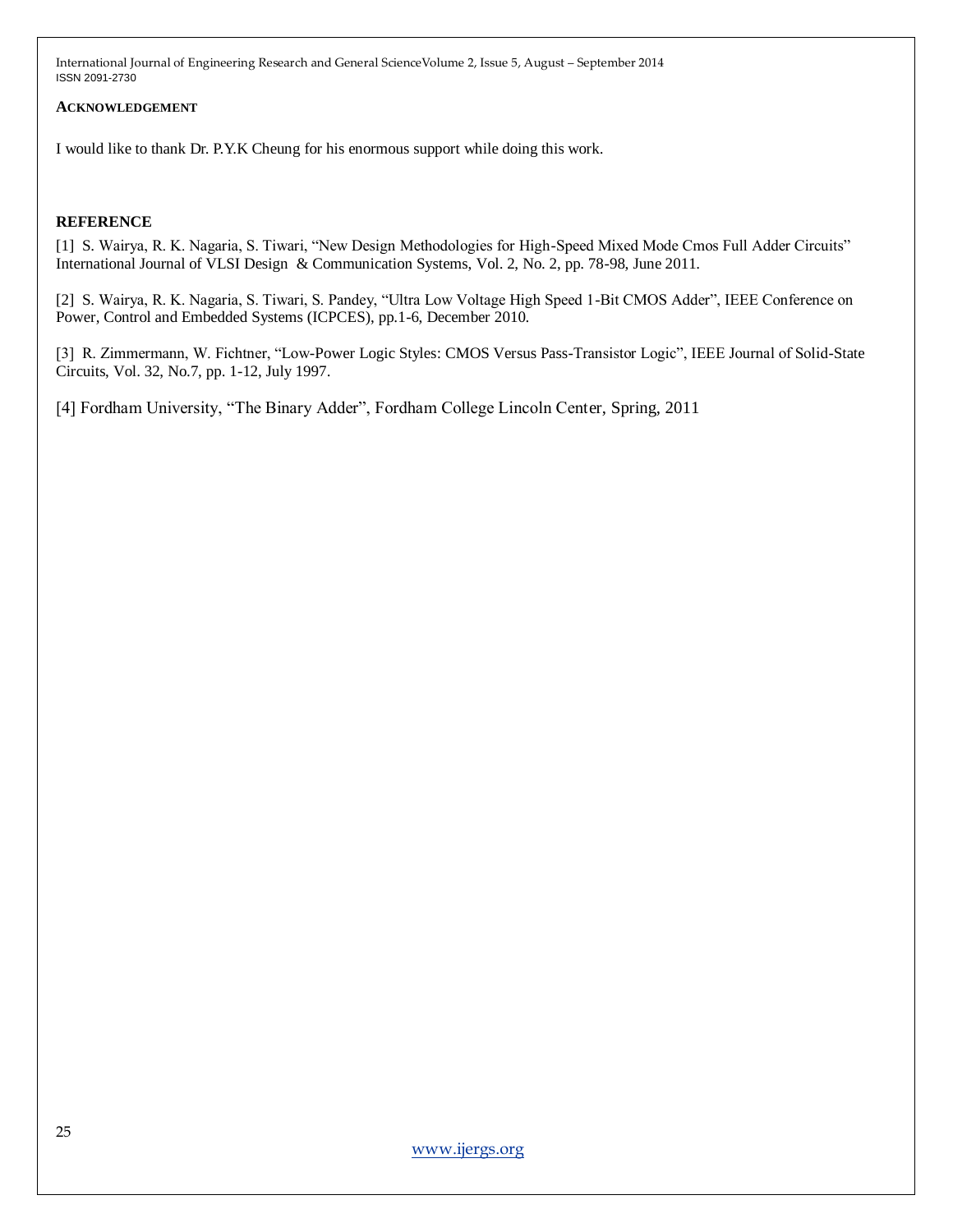**ACKNOWLEDGEMENT**

I would like to thank Dr. P.Y.K Cheung for his enormous support while doing this work.

**REFERENCE**

[1] S. Wairya, R. K. Nagaria, S. Tiwari, "New Design Methodologies for High-Speed Mixed Mode Cmos Full Adder Circuits" International Journal of VLSI Design & Communication Systems, Vol. 2, No. 2, pp. 78-98, June 2011.

[2] S. Wairya, R. K. Nagaria, S. Tiwari, S. Pandey, "Ultra Low Voltage High Speed 1-Bit CMOS Adder", IEEE Conference on Power, Control and Embedded Systems (ICPCES), pp.1-6, December 2010.

[3] R. Zimmermann, W. Fichtner, "Low-Power Logic Styles: CMOS Versus Pass-Transistor Logic", IEEE Journal of Solid-State Circuits, Vol. 32, No.7, pp. 1-12, July 1997.

[4] Fordham University, "The Binary Adder", Fordham College Lincoln Center, Spring, 2011